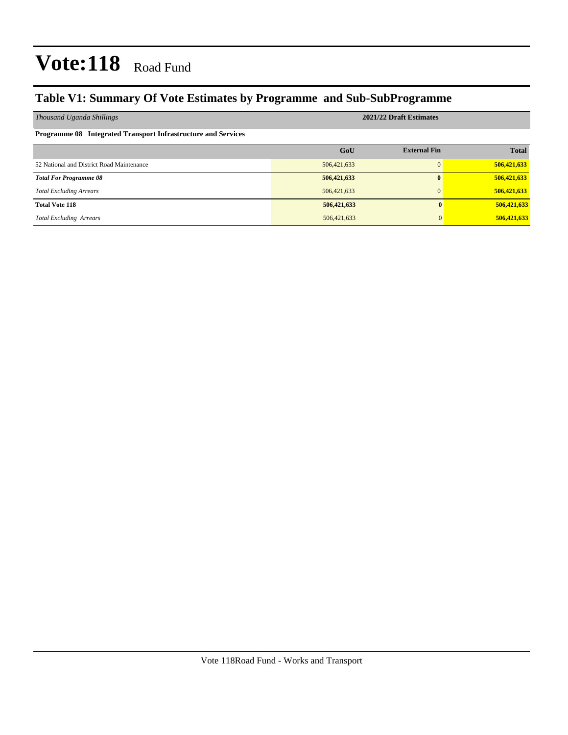# Vote:118 Road Fund

## Table V1: Summary Of Vote Estimates by Programme and Sub-SubProgramme

| *Thousand Uganda Shillings* | 2021/22 Draft Estimates | | |
|---|---|---|---|
| **Programme 08 Integrated Transport Infrastructure and Services** | | | |
| | **GoU** | **External Fin** | **Total** |
| 52 National and District Road Maintenance | 506,421,633 | 0 | **506,421,633** |
| ***Total For Programme 08*** | **506,421,633** | **0** | **506,421,633** |
| *Total Excluding Arrears* | 506,421,633 | 0 | **506,421,633** |
| **Total Vote 118** | **506,421,633** | **0** | **506,421,633** |
| *Total Excluding Arrears* | 506,421,633 | 0 | **506,421,633** |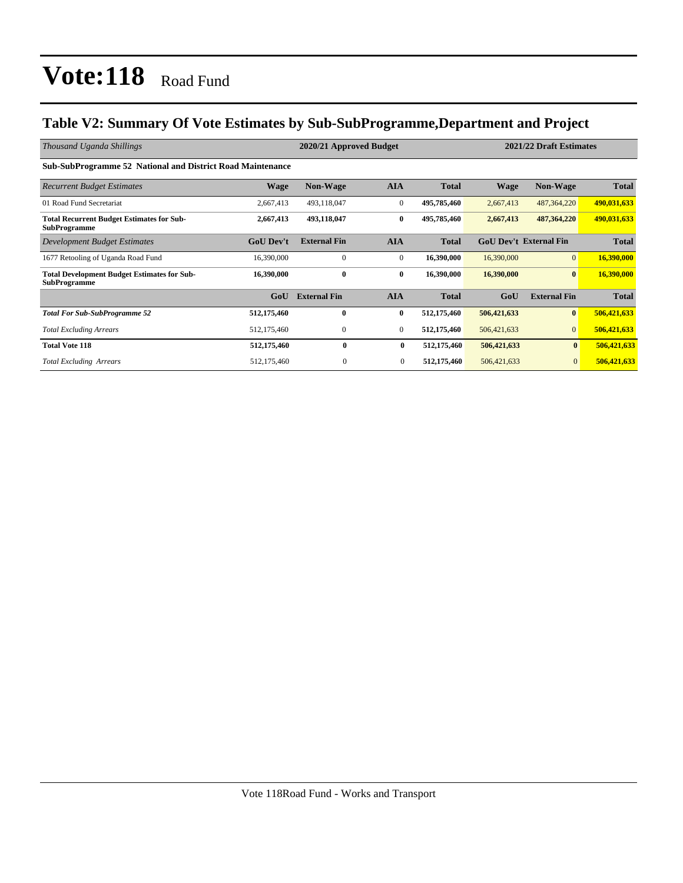# Vote:118 Road Fund

## Table V2: Summary Of Vote Estimates by Sub-SubProgramme,Department and Project

| *Thousand Uganda Shillings* | 2020/21 Approved Budget | | | | 2021/22 Draft Estimates | | |
|---|---|---|---|---|---|---|---|
| **Sub-SubProgramme 52 National and District Road Maintenance** | | | | | | | |
| *Recurrent Budget Estimates* | **Wage** | **Non-Wage** | **AIA** | **Total** | **Wage** | **Non-Wage** | **Total** |
| 01 Road Fund Secretariat | 2,667,413 | 493,118,047 | 0 | **495,785,460** | 2,667,413 | 487,364,220 | **490,031,633** |
| **Total Recurrent Budget Estimates for Sub-SubProgramme** | **2,667,413** | **493,118,047** | **0** | **495,785,460** | **2,667,413** | **487,364,220** | **490,031,633** |
| *Development Budget Estimates* | **GoU Dev't** | **External Fin** | **AIA** | **Total** | **GoU Dev't** | **External Fin** | **Total** |
| 1677 Retooling of Uganda Road Fund | 16,390,000 | 0 | 0 | **16,390,000** | 16,390,000 | 0 | **16,390,000** |
| **Total Development Budget Estimates for Sub-SubProgramme** | **16,390,000** | **0** | **0** | **16,390,000** | **16,390,000** | **0** | **16,390,000** |
| | **GoU** | **External Fin** | **AIA** | **Total** | **GoU** | **External Fin** | **Total** |
| ***Total For Sub-SubProgramme 52*** | **512,175,460** | **0** | **0** | **512,175,460** | **506,421,633** | **0** | **506,421,633** |
| *Total Excluding Arrears* | 512,175,460 | 0 | 0 | **512,175,460** | 506,421,633 | 0 | **506,421,633** |
| **Total Vote 118** | **512,175,460** | **0** | **0** | **512,175,460** | **506,421,633** | **0** | **506,421,633** |
| *Total Excluding Arrears* | 512,175,460 | 0 | 0 | **512,175,460** | 506,421,633 | 0 | **506,421,633** |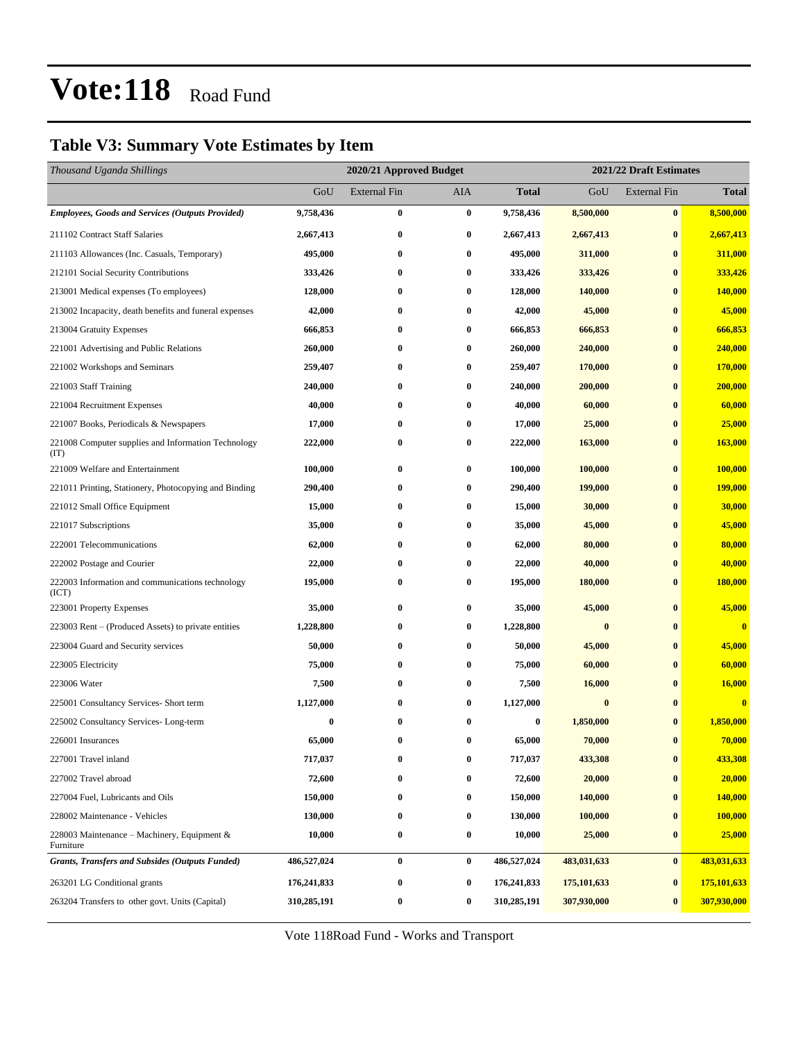# Vote:118 Road Fund

## Table V3: Summary Vote Estimates by Item

| *Thousand Uganda Shillings* | 2020/21 Approved Budget | | | | 2021/22 Draft Estimates | | |
|---|---|---|---|---|---|---|---|
| | GoU | External Fin | AIA | **Total** | GoU | External Fin | **Total** |
| ***Employees, Goods and Services (Outputs Provided)*** | **9,758,436** | **0** | **0** | **9,758,436** | **8,500,000** | **0** | **8,500,000** |
| 211102 Contract Staff Salaries | **2,667,413** | **0** | **0** | **2,667,413** | **2,667,413** | **0** | **2,667,413** |
| 211103 Allowances (Inc. Casuals, Temporary) | **495,000** | **0** | **0** | **495,000** | **311,000** | **0** | **311,000** |
| 212101 Social Security Contributions | **333,426** | **0** | **0** | **333,426** | **333,426** | **0** | **333,426** |
| 213001 Medical expenses (To employees) | **128,000** | **0** | **0** | **128,000** | **140,000** | **0** | **140,000** |
| 213002 Incapacity, death benefits and funeral expenses | **42,000** | **0** | **0** | **42,000** | **45,000** | **0** | **45,000** |
| 213004 Gratuity Expenses | **666,853** | **0** | **0** | **666,853** | **666,853** | **0** | **666,853** |
| 221001 Advertising and Public Relations | **260,000** | **0** | **0** | **260,000** | **240,000** | **0** | **240,000** |
| 221002 Workshops and Seminars | **259,407** | **0** | **0** | **259,407** | **170,000** | **0** | **170,000** |
| 221003 Staff Training | **240,000** | **0** | **0** | **240,000** | **200,000** | **0** | **200,000** |
| 221004 Recruitment Expenses | **40,000** | **0** | **0** | **40,000** | **60,000** | **0** | **60,000** |
| 221007 Books, Periodicals & Newspapers | **17,000** | **0** | **0** | **17,000** | **25,000** | **0** | **25,000** |
| 221008 Computer supplies and Information Technology (IT) | **222,000** | **0** | **0** | **222,000** | **163,000** | **0** | **163,000** |
| 221009 Welfare and Entertainment | **100,000** | **0** | **0** | **100,000** | **100,000** | **0** | **100,000** |
| 221011 Printing, Stationery, Photocopying and Binding | **290,400** | **0** | **0** | **290,400** | **199,000** | **0** | **199,000** |
| 221012 Small Office Equipment | **15,000** | **0** | **0** | **15,000** | **30,000** | **0** | **30,000** |
| 221017 Subscriptions | **35,000** | **0** | **0** | **35,000** | **45,000** | **0** | **45,000** |
| 222001 Telecommunications | **62,000** | **0** | **0** | **62,000** | **80,000** | **0** | **80,000** |
| 222002 Postage and Courier | **22,000** | **0** | **0** | **22,000** | **40,000** | **0** | **40,000** |
| 222003 Information and communications technology (ICT) | **195,000** | **0** | **0** | **195,000** | **180,000** | **0** | **180,000** |
| 223001 Property Expenses | **35,000** | **0** | **0** | **35,000** | **45,000** | **0** | **45,000** |
| 223003 Rent – (Produced Assets) to private entities | **1,228,800** | **0** | **0** | **1,228,800** | **0** | **0** | **0** |
| 223004 Guard and Security services | **50,000** | **0** | **0** | **50,000** | **45,000** | **0** | **45,000** |
| 223005 Electricity | **75,000** | **0** | **0** | **75,000** | **60,000** | **0** | **60,000** |
| 223006 Water | **7,500** | **0** | **0** | **7,500** | **16,000** | **0** | **16,000** |
| 225001 Consultancy Services- Short term | **1,127,000** | **0** | **0** | **1,127,000** | **0** | **0** | **0** |
| 225002 Consultancy Services- Long-term | **0** | **0** | **0** | **0** | **1,850,000** | **0** | **1,850,000** |
| 226001 Insurances | **65,000** | **0** | **0** | **65,000** | **70,000** | **0** | **70,000** |
| 227001 Travel inland | **717,037** | **0** | **0** | **717,037** | **433,308** | **0** | **433,308** |
| 227002 Travel abroad | **72,600** | **0** | **0** | **72,600** | **20,000** | **0** | **20,000** |
| 227004 Fuel, Lubricants and Oils | **150,000** | **0** | **0** | **150,000** | **140,000** | **0** | **140,000** |
| 228002 Maintenance - Vehicles | **130,000** | **0** | **0** | **130,000** | **100,000** | **0** | **100,000** |
| 228003 Maintenance – Machinery, Equipment & Furniture | **10,000** | **0** | **0** | **10,000** | **25,000** | **0** | **25,000** |
| ***Grants, Transfers and Subsides (Outputs Funded)*** | **486,527,024** | **0** | **0** | **486,527,024** | **483,031,633** | **0** | **483,031,633** |
| 263201 LG Conditional grants | **176,241,833** | **0** | **0** | **176,241,833** | **175,101,633** | **0** | **175,101,633** |
| 263204 Transfers to other govt. Units (Capital) | **310,285,191** | **0** | **0** | **310,285,191** | **307,930,000** | **0** | **307,930,000** |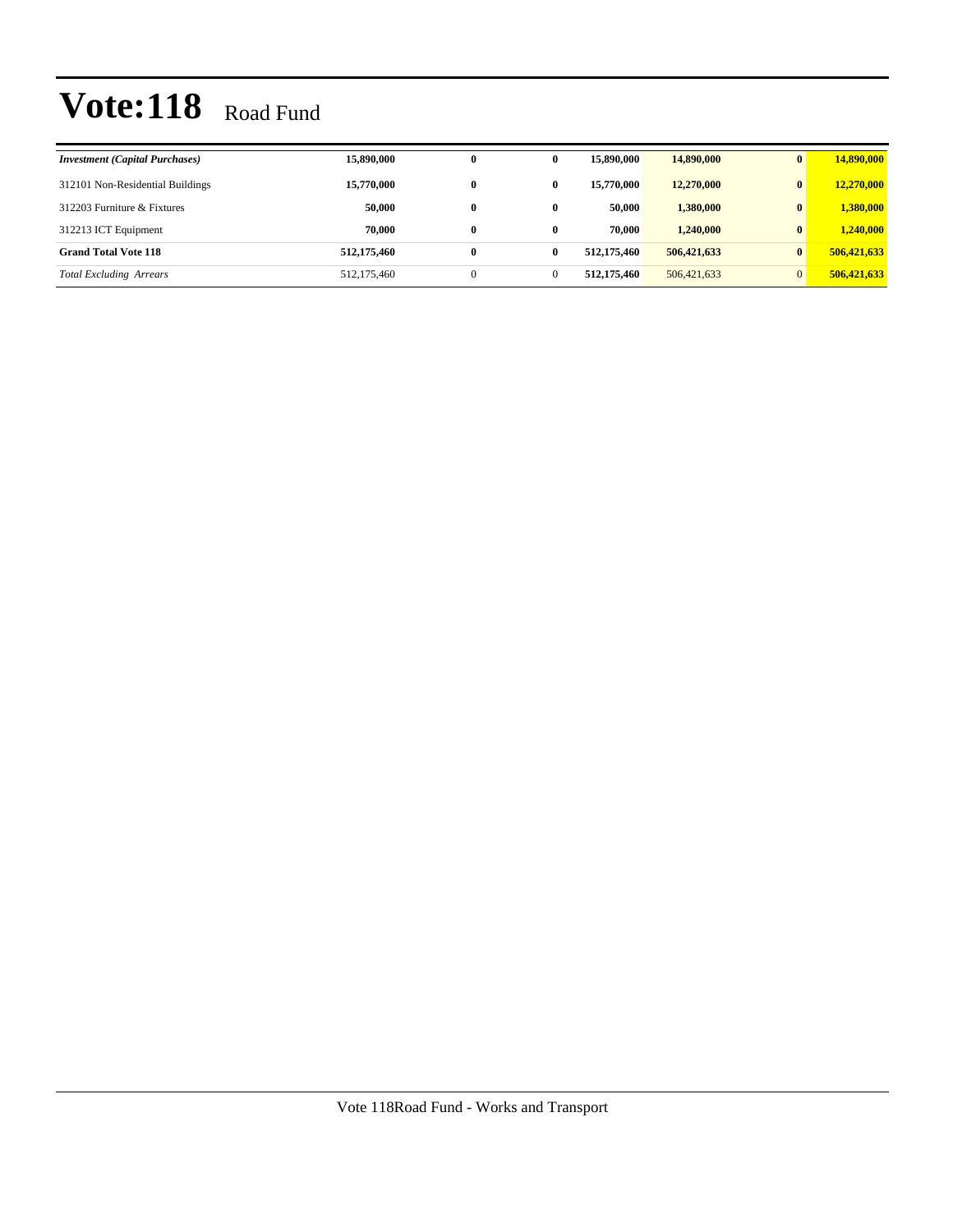# Vote:118 Road Fund

| | | | | | | | |
|---|---|---|---|---|---|---|---|
| ***Investment (Capital Purchases)*** | **15,890,000** | **0** | **0** | **15,890,000** | **14,890,000** | **0** | **14,890,000** |
| 312101 Non-Residential Buildings | **15,770,000** | **0** | **0** | **15,770,000** | **12,270,000** | **0** | **12,270,000** |
| 312203 Furniture & Fixtures | **50,000** | **0** | **0** | **50,000** | **1,380,000** | **0** | **1,380,000** |
| 312213 ICT Equipment | **70,000** | **0** | **0** | **70,000** | **1,240,000** | **0** | **1,240,000** |
| **Grand Total Vote 118** | **512,175,460** | **0** | **0** | **512,175,460** | **506,421,633** | **0** | **506,421,633** |
| *Total Excluding Arrears* | 512,175,460 | 0 | 0 | **512,175,460** | 506,421,633 | 0 | **506,421,633** |

Vote 118Road Fund - Works and Transport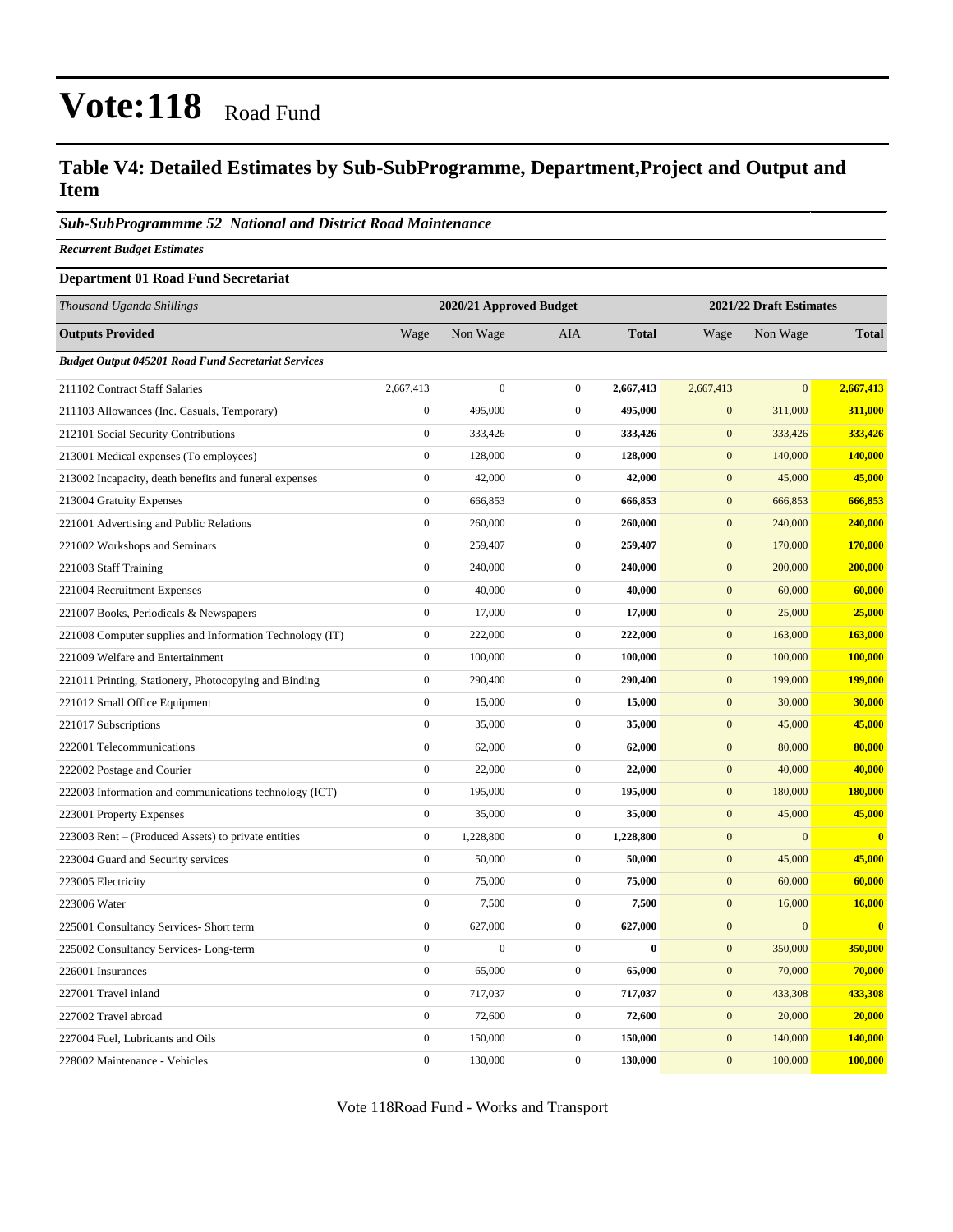# Vote:118 Road Fund

## Table V4: Detailed Estimates by Sub-SubProgramme, Department,Project and Output and Item

### *Sub-SubProgrammme 52 National and District Road Maintenance*

***Recurrent Budget Estimates***

**Department 01 Road Fund Secretariat**

| *Thousand Uganda Shillings* | 2020/21 Approved Budget | | | | 2021/22 Draft Estimates | | |
|---|---|---|---|---|---|---|---|
| **Outputs Provided** | Wage | Non Wage | AIA | **Total** | Wage | Non Wage | **Total** |
| ***Budget Output 045201 Road Fund Secretariat Services*** | | | | | | | |
| 211102 Contract Staff Salaries | 2,667,413 | 0 | 0 | **2,667,413** | 2,667,413 | 0 | **2,667,413** |
| 211103 Allowances (Inc. Casuals, Temporary) | 0 | 495,000 | 0 | **495,000** | 0 | 311,000 | **311,000** |
| 212101 Social Security Contributions | 0 | 333,426 | 0 | **333,426** | 0 | 333,426 | **333,426** |
| 213001 Medical expenses (To employees) | 0 | 128,000 | 0 | **128,000** | 0 | 140,000 | **140,000** |
| 213002 Incapacity, death benefits and funeral expenses | 0 | 42,000 | 0 | **42,000** | 0 | 45,000 | **45,000** |
| 213004 Gratuity Expenses | 0 | 666,853 | 0 | **666,853** | 0 | 666,853 | **666,853** |
| 221001 Advertising and Public Relations | 0 | 260,000 | 0 | **260,000** | 0 | 240,000 | **240,000** |
| 221002 Workshops and Seminars | 0 | 259,407 | 0 | **259,407** | 0 | 170,000 | **170,000** |
| 221003 Staff Training | 0 | 240,000 | 0 | **240,000** | 0 | 200,000 | **200,000** |
| 221004 Recruitment Expenses | 0 | 40,000 | 0 | **40,000** | 0 | 60,000 | **60,000** |
| 221007 Books, Periodicals & Newspapers | 0 | 17,000 | 0 | **17,000** | 0 | 25,000 | **25,000** |
| 221008 Computer supplies and Information Technology (IT) | 0 | 222,000 | 0 | **222,000** | 0 | 163,000 | **163,000** |
| 221009 Welfare and Entertainment | 0 | 100,000 | 0 | **100,000** | 0 | 100,000 | **100,000** |
| 221011 Printing, Stationery, Photocopying and Binding | 0 | 290,400 | 0 | **290,400** | 0 | 199,000 | **199,000** |
| 221012 Small Office Equipment | 0 | 15,000 | 0 | **15,000** | 0 | 30,000 | **30,000** |
| 221017 Subscriptions | 0 | 35,000 | 0 | **35,000** | 0 | 45,000 | **45,000** |
| 222001 Telecommunications | 0 | 62,000 | 0 | **62,000** | 0 | 80,000 | **80,000** |
| 222002 Postage and Courier | 0 | 22,000 | 0 | **22,000** | 0 | 40,000 | **40,000** |
| 222003 Information and communications technology (ICT) | 0 | 195,000 | 0 | **195,000** | 0 | 180,000 | **180,000** |
| 223001 Property Expenses | 0 | 35,000 | 0 | **35,000** | 0 | 45,000 | **45,000** |
| 223003 Rent – (Produced Assets) to private entities | 0 | 1,228,800 | 0 | **1,228,800** | 0 | 0 | **0** |
| 223004 Guard and Security services | 0 | 50,000 | 0 | **50,000** | 0 | 45,000 | **45,000** |
| 223005 Electricity | 0 | 75,000 | 0 | **75,000** | 0 | 60,000 | **60,000** |
| 223006 Water | 0 | 7,500 | 0 | **7,500** | 0 | 16,000 | **16,000** |
| 225001 Consultancy Services- Short term | 0 | 627,000 | 0 | **627,000** | 0 | 0 | **0** |
| 225002 Consultancy Services- Long-term | 0 | 0 | 0 | **0** | 0 | 350,000 | **350,000** |
| 226001 Insurances | 0 | 65,000 | 0 | **65,000** | 0 | 70,000 | **70,000** |
| 227001 Travel inland | 0 | 717,037 | 0 | **717,037** | 0 | 433,308 | **433,308** |
| 227002 Travel abroad | 0 | 72,600 | 0 | **72,600** | 0 | 20,000 | **20,000** |
| 227004 Fuel, Lubricants and Oils | 0 | 150,000 | 0 | **150,000** | 0 | 140,000 | **140,000** |
| 228002 Maintenance - Vehicles | 0 | 130,000 | 0 | **130,000** | 0 | 100,000 | **100,000** |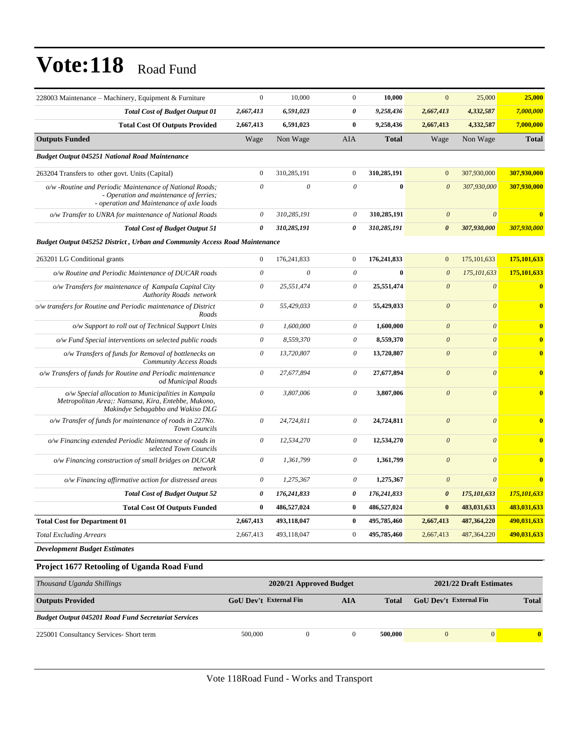# Vote:118 Road Fund

| | | | | | | | |
|---|---|---|---|---|---|---|---|
| 228003 Maintenance – Machinery, Equipment & Furniture | 0 | 10,000 | 0 | 10,000 | 0 | 25,000 | 25,000 |
| ***Total Cost of Budget Output 01*** | ***2,667,413*** | ***6,591,023*** | ***0*** | ***9,258,436*** | ***2,667,413*** | ***4,332,587*** | ***7,000,000*** |
| **Total Cost Of Outputs Provided** | **2,667,413** | **6,591,023** | **0** | **9,258,436** | **2,667,413** | **4,332,587** | **7,000,000** |
| **Outputs Funded** | Wage | Non Wage | AIA | **Total** | Wage | Non Wage | **Total** |
| ***Budget Output 045251 National Road Maintenance*** | | | | | | | |
| 263204 Transfers to other govt. Units (Capital) | 0 | 310,285,191 | 0 | 310,285,191 | 0 | 307,930,000 | 307,930,000 |
| *o/w -Routine and Periodic Maintenance of National Roads; - Operation and maintenance of ferries; - operation and Maintenance of axle loads* | *0* | *0* | *0* | **0** | *0* | *307,930,000* | **307,930,000** |
| *o/w Transfer to UNRA for maintenance of National Roads* | *0* | *310,285,191* | *0* | **310,285,191** | *0* | *0* | **0** |
| ***Total Cost of Budget Output 51*** | ***0*** | ***310,285,191*** | ***0*** | ***310,285,191*** | ***0*** | ***307,930,000*** | ***307,930,000*** |
| ***Budget Output 045252 District , Urban and Community Access Road Maintenance*** | | | | | | | |
| 263201 LG Conditional grants | 0 | 176,241,833 | 0 | 176,241,833 | 0 | 175,101,633 | 175,101,633 |
| *o/w Routine and Periodic Maintenance of DUCAR roads* | *0* | *0* | *0* | **0** | *0* | *175,101,633* | **175,101,633** |
| *o/w Transfers for maintenance of Kampala Capital City Authority Roads network* | *0* | *25,551,474* | *0* | **25,551,474** | *0* | *0* | **0** |
| *o/w transfers for Routine and Periodic maintenance of District Roads* | *0* | *55,429,033* | *0* | **55,429,033** | *0* | *0* | **0** |
| *o/w Support to roll out of Technical Support Units* | *0* | *1,600,000* | *0* | **1,600,000** | *0* | *0* | **0** |
| *o/w Fund Special interventions on selected public roads* | *0* | *8,559,370* | *0* | **8,559,370** | *0* | *0* | **0** |
| *o/w Transfers of funds for Removal of bottlenecks on Community Access Roads* | *0* | *13,720,807* | *0* | **13,720,807** | *0* | *0* | **0** |
| *o/w Transfers of funds for Routine and Periodic maintenance od Municipal Roads* | *0* | *27,677,894* | *0* | **27,677,894** | *0* | *0* | **0** |
| *o/w Special allocation to Municipalities in Kampala Metropolitan Area;: Nansana, Kira, Entebbe, Mukono, Makindye Sebagabbo and Wakiso DLG* | *0* | *3,807,006* | *0* | **3,807,006** | *0* | *0* | **0** |
| *o/w Transfer of funds for maintenance of roads in 227No. Town Councils* | *0* | *24,724,811* | *0* | **24,724,811** | *0* | *0* | **0** |
| *o/w Financing extended Periodic Maintenance of roads in selected Town Councils* | *0* | *12,534,270* | *0* | **12,534,270** | *0* | *0* | **0** |
| *o/w Financing construction of small bridges on DUCAR network* | *0* | *1,361,799* | *0* | **1,361,799** | *0* | *0* | **0** |
| *o/w Financing affirmative action for distressed areas* | *0* | *1,275,367* | *0* | **1,275,367** | *0* | *0* | **0** |
| ***Total Cost of Budget Output 52*** | ***0*** | ***176,241,833*** | ***0*** | ***176,241,833*** | ***0*** | ***175,101,633*** | ***175,101,633*** |
| **Total Cost Of Outputs Funded** | **0** | **486,527,024** | **0** | **486,527,024** | **0** | **483,031,633** | **483,031,633** |
| **Total Cost for Department 01** | **2,667,413** | **493,118,047** | **0** | **495,785,460** | **2,667,413** | **487,364,220** | **490,031,633** |
| *Total Excluding Arrears* | 2,667,413 | 493,118,047 | 0 | 495,785,460 | 2,667,413 | 487,364,220 | 490,031,633 |

***Development Budget Estimates***

### Project 1677 Retooling of Uganda Road Fund

| *Thousand Uganda Shillings* | 2020/21 Approved Budget | | | | 2021/22 Draft Estimates | | |
|---|---|---|---|---|---|---|---|
| **Outputs Provided** | **GoU Dev't** | **External Fin** | **AIA** | **Total** | **GoU Dev't** | **External Fin** | **Total** |
| ***Budget Output 045201 Road Fund Secretariat Services*** | | | | | | | |
| 225001 Consultancy Services- Short term | 500,000 | 0 | 0 | 500,000 | 0 | 0 | 0 |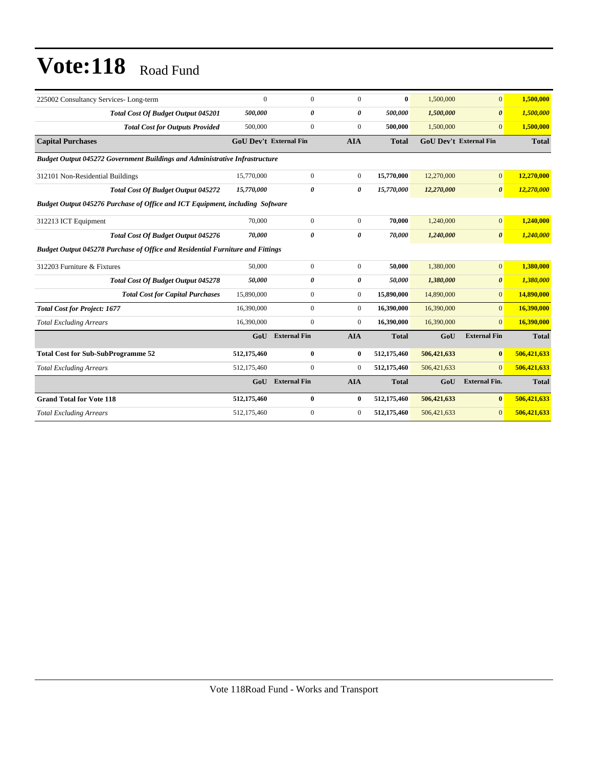# Vote:118 Road Fund

| | | | | | | | |
|---|---|---|---|---|---|---|---|
| 225002 Consultancy Services- Long-term | 0 | 0 | 0 | **0** | 1,500,000 | 0 | **1,500,000** |
| ***Total Cost Of Budget Output 045201*** | ***500,000*** | ***0*** | ***0*** | ***500,000*** | ***1,500,000*** | ***0*** | ***1,500,000*** |
| ***Total Cost for Outputs Provided*** | 500,000 | 0 | 0 | **500,000** | 1,500,000 | 0 | **1,500,000** |
| **Capital Purchases** | **GoU Dev't** | **External Fin** | **AIA** | **Total** | **GoU Dev't** | **External Fin** | **Total** |
| ***Budget Output 045272 Government Buildings and Administrative Infrastructure*** | | | | | | | |
| 312101 Non-Residential Buildings | 15,770,000 | 0 | 0 | **15,770,000** | 12,270,000 | 0 | **12,270,000** |
| ***Total Cost Of Budget Output 045272*** | ***15,770,000*** | ***0*** | ***0*** | ***15,770,000*** | ***12,270,000*** | ***0*** | ***12,270,000*** |
| ***Budget Output 045276 Purchase of Office and ICT Equipment, including Software*** | | | | | | | |
| 312213 ICT Equipment | 70,000 | 0 | 0 | **70,000** | 1,240,000 | 0 | **1,240,000** |
| ***Total Cost Of Budget Output 045276*** | ***70,000*** | ***0*** | ***0*** | ***70,000*** | ***1,240,000*** | ***0*** | ***1,240,000*** |
| ***Budget Output 045278 Purchase of Office and Residential Furniture and Fittings*** | | | | | | | |
| 312203 Furniture & Fixtures | 50,000 | 0 | 0 | **50,000** | 1,380,000 | 0 | **1,380,000** |
| ***Total Cost Of Budget Output 045278*** | ***50,000*** | ***0*** | ***0*** | ***50,000*** | ***1,380,000*** | ***0*** | ***1,380,000*** |
| ***Total Cost for Capital Purchases*** | 15,890,000 | 0 | 0 | **15,890,000** | 14,890,000 | 0 | **14,890,000** |
| ***Total Cost for Project: 1677*** | 16,390,000 | 0 | 0 | **16,390,000** | 16,390,000 | 0 | **16,390,000** |
| *Total Excluding Arrears* | 16,390,000 | 0 | 0 | **16,390,000** | 16,390,000 | 0 | **16,390,000** |
| | **GoU** | **External Fin** | **AIA** | **Total** | **GoU** | **External Fin** | **Total** |
| **Total Cost for Sub-SubProgramme 52** | **512,175,460** | **0** | **0** | **512,175,460** | **506,421,633** | **0** | **506,421,633** |
| *Total Excluding Arrears* | 512,175,460 | 0 | 0 | **512,175,460** | 506,421,633 | 0 | **506,421,633** |
| | **GoU** | **External Fin** | **AIA** | **Total** | **GoU** | **External Fin.** | **Total** |
| **Grand Total for Vote 118** | **512,175,460** | **0** | **0** | **512,175,460** | **506,421,633** | **0** | **506,421,633** |
| *Total Excluding Arrears* | 512,175,460 | 0 | 0 | **512,175,460** | 506,421,633 | 0 | **506,421,633** |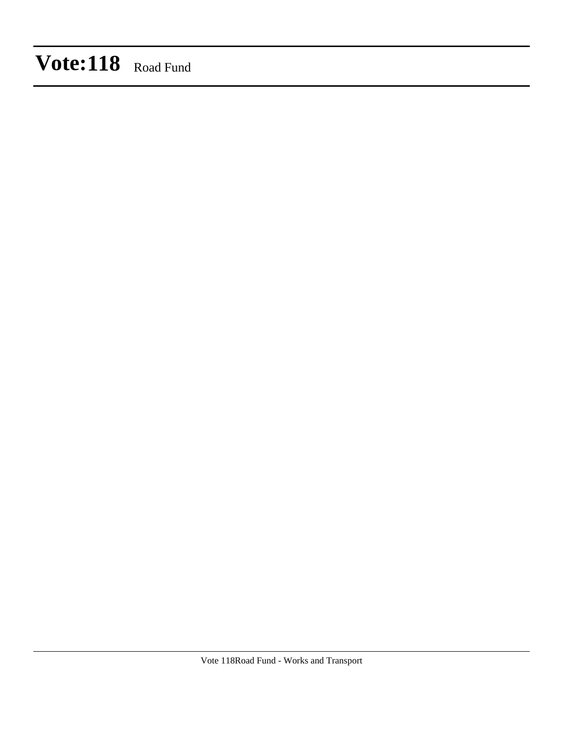# Vote:118 Road Fund